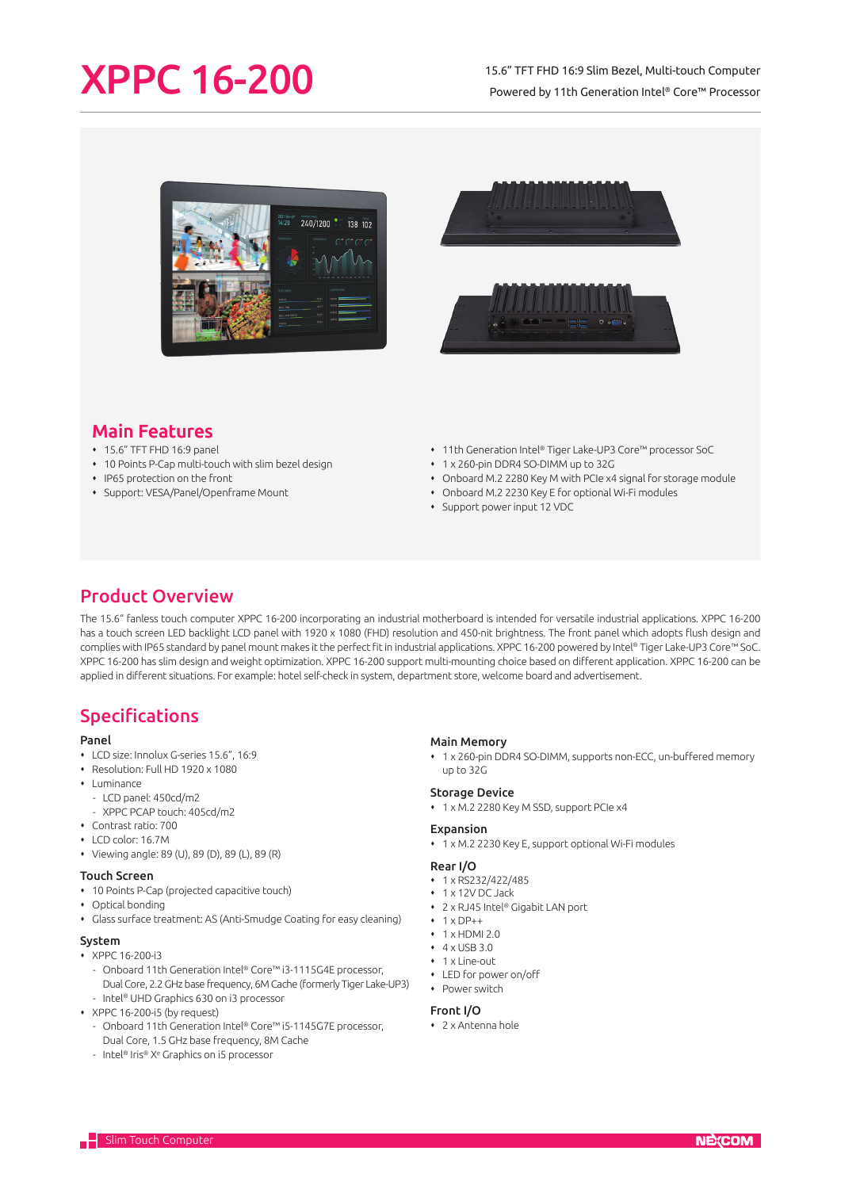# XPPC 16-200

15.6" TFT FHD 16:9 Slim Bezel, Multi-touch Computer
Powered by 11th Generation Intel® Core™ Processor

## Main Features

- 15.6" TFT FHD 16:9 panel
- 10 Points P-Cap multi-touch with slim bezel design
- IP65 protection on the front
- Support: VESA/Panel/Openframe Mount
- 11th Generation Intel® Tiger Lake-UP3 Core™ processor SoC
- 1 x 260-pin DDR4 SO-DIMM up to 32G
- Onboard M.2 2280 Key M with PCIe x4 signal for storage module
- Onboard M.2 2230 Key E for optional Wi-Fi modules
- Support power input 12 VDC

## Product Overview

The 15.6" fanless touch computer XPPC 16-200 incorporating an industrial motherboard is intended for versatile industrial applications. XPPC 16-200 has a touch screen LED backlight LCD panel with 1920 x 1080 (FHD) resolution and 450-nit brightness. The front panel which adopts flush design and complies with IP65 standard by panel mount makes it the perfect fit in industrial applications. XPPC 16-200 powered by Intel® Tiger Lake-UP3 Core™ SoC. XPPC 16-200 has slim design and weight optimization. XPPC 16-200 support multi-mounting choice based on different application. XPPC 16-200 can be applied in different situations. For example: hotel self-check in system, department store, welcome board and advertisement.

## Specifications

### Panel

- LCD size: Innolux G-series 15.6", 16:9
- Resolution: Full HD 1920 x 1080
- Luminance
  - LCD panel: 450cd/m2
  - XPPC PCAP touch: 405cd/m2
- Contrast ratio: 700
- LCD color: 16.7M
- Viewing angle: 89 (U), 89 (D), 89 (L), 89 (R)

### Touch Screen

- 10 Points P-Cap (projected capacitive touch)
- Optical bonding
- Glass surface treatment: AS (Anti-Smudge Coating for easy cleaning)

### System

- XPPC 16-200-i3
  - Onboard 11th Generation Intel® Core™ i3-1115G4E processor, Dual Core, 2.2 GHz base frequency, 6M Cache (formerly Tiger Lake-UP3)
  - Intel® UHD Graphics 630 on i3 processor
- XPPC 16-200-i5 (by request)
  - Onboard 11th Generation Intel® Core™ i5-1145G7E processor, Dual Core, 1.5 GHz base frequency, 8M Cache
  - Intel® Iris® Xe Graphics on i5 processor

### Main Memory

- 1 x 260-pin DDR4 SO-DIMM, supports non-ECC, un-buffered memory up to 32G

### Storage Device

- 1 x M.2 2280 Key M SSD, support PCIe x4

### Expansion

- 1 x M.2 2230 Key E, support optional Wi-Fi modules

### Rear I/O

- 1 x RS232/422/485
- 1 x 12V DC Jack
- 2 x RJ45 Intel® Gigabit LAN port
- 1 x DP++
- 1 x HDMI 2.0
- 4 x USB 3.0
- 1 x Line-out
- LED for power on/off
- Power switch

### Front I/O

- 2 x Antenna hole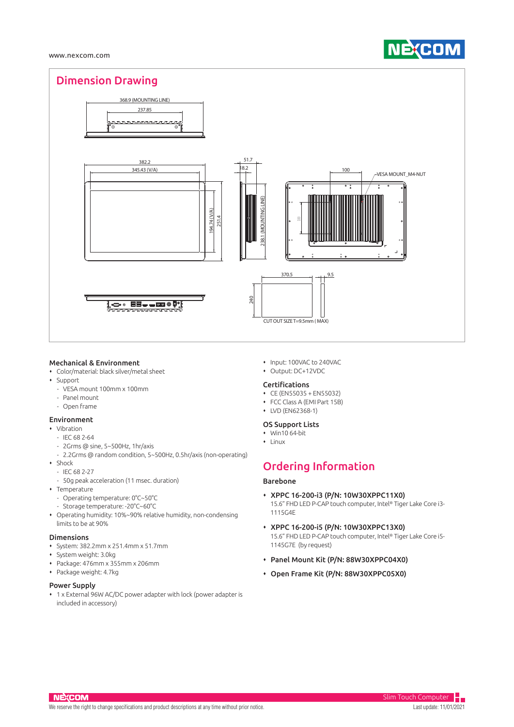## Dimension Drawing

368.9 (MOUNTING LINE)
237.85
382.2
345.43 (V/A)
194.74 (V/A)
251.4
51.7
8.2
238.1 (MOUNTING LINE)
100
VESA MOUNT_M4-NUT
100
370.5
9.5
240
CUT OUT SIZE T=9.5mm ( MAX)

### Mechanical & Environment

- Color/material: black silver/metal sheet
- Support
  - VESA mount 100mm x 100mm
  - Panel mount
  - Open frame

### Environment

- Vibration
  - IEC 68 2-64
  - 2Grms @ sine, 5~500Hz, 1hr/axis
  - 2.2Grms @ random condition, 5~500Hz, 0.5hr/axis (non-operating)
- Shock
  - IEC 68 2-27
  - 50g peak acceleration (11 msec. duration)
- Temperature
  - Operating temperature: 0°C~50°C
  - Storage temperature: -20°C~60°C
- Operating humidity: 10%~90% relative humidity, non-condensing limits to be at 90%

### Dimensions

- System: 382.2mm x 251.4mm x 51.7mm
- System weight: 3.0kg
- Package: 476mm x 355mm x 206mm
- Package weight: 4.7kg

### Power Supply

- 1 x External 96W AC/DC power adapter with lock (power adapter is included in accessory)
- Input: 100VAC to 240VAC
- Output: DC+12VDC

### Certifications

- CE (EN55035 + EN55032)
- FCC Class A (EMI Part 15B)
- LVD (EN62368-1)

### OS Support Lists

- Win10 64-bit
- Linux

## Ordering Information

### Barebone

- **XPPC 16-200-i3 (P/N: 10W30XPPC11X0)**
  15.6" FHD LED P-CAP touch computer, Intel® Tiger Lake Core i3-1115G4E
- **XPPC 16-200-i5 (P/N: 10W30XPPC13X0)**
  15.6" FHD LED P-CAP touch computer, Intel® Tiger Lake Core i5-1145G7E (by request)
- **Panel Mount Kit (P/N: 88W30XPPC04X0)**
- **Open Frame Kit (P/N: 88W30XPPC05X0)**